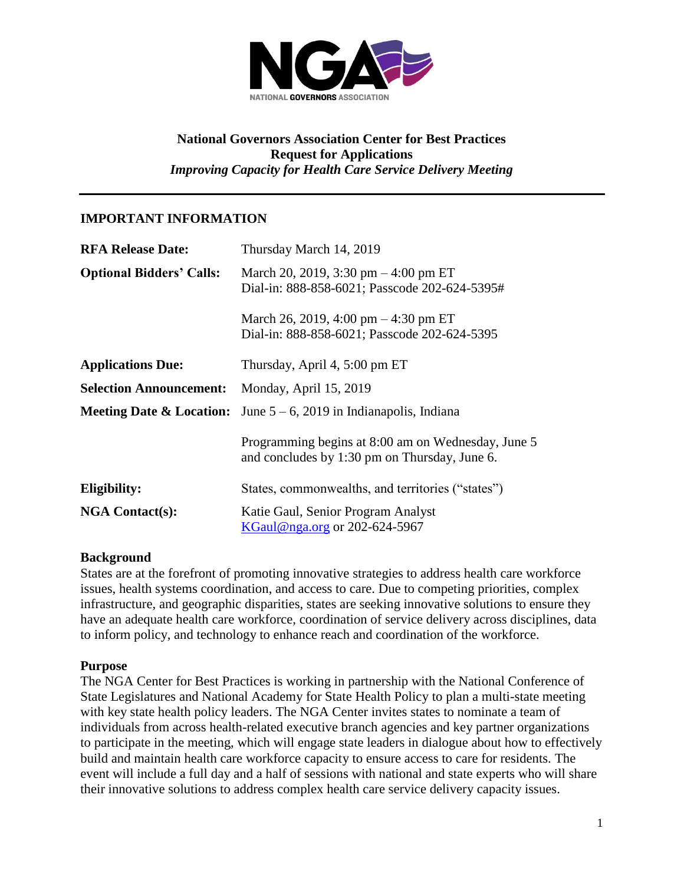**National Governors Association Center for Best Practices**
**Request for Applications**
***Improving Capacity for Health Care Service Delivery Meeting***

---

## IMPORTANT INFORMATION

| | |
|---|---|
| **RFA Release Date:** | Thursday March 14, 2019 |
| **Optional Bidders' Calls:** | March 20, 2019, 3:30 pm – 4:00 pm ET<br>Dial-in: 888-858-6021; Passcode 202-624-5395#<br><br>March 26, 2019, 4:00 pm – 4:30 pm ET<br>Dial-in: 888-858-6021; Passcode 202-624-5395 |
| **Applications Due:** | Thursday, April 4, 5:00 pm ET |
| **Selection Announcement:** | Monday, April 15, 2019 |
| **Meeting Date & Location:** | June 5 – 6, 2019 in Indianapolis, Indiana<br><br>Programming begins at 8:00 am on Wednesday, June 5 and concludes by 1:30 pm on Thursday, June 6. |
| **Eligibility:** | States, commonwealths, and territories ("states") |
| **NGA Contact(s):** | Katie Gaul, Senior Program Analyst<br>KGaul@nga.org or 202-624-5967 |

### Background

States are at the forefront of promoting innovative strategies to address health care workforce issues, health systems coordination, and access to care. Due to competing priorities, complex infrastructure, and geographic disparities, states are seeking innovative solutions to ensure they have an adequate health care workforce, coordination of service delivery across disciplines, data to inform policy, and technology to enhance reach and coordination of the workforce.

### Purpose

The NGA Center for Best Practices is working in partnership with the National Conference of State Legislatures and National Academy for State Health Policy to plan a multi-state meeting with key state health policy leaders. The NGA Center invites states to nominate a team of individuals from across health-related executive branch agencies and key partner organizations to participate in the meeting, which will engage state leaders in dialogue about how to effectively build and maintain health care workforce capacity to ensure access to care for residents. The event will include a full day and a half of sessions with national and state experts who will share their innovative solutions to address complex health care service delivery capacity issues.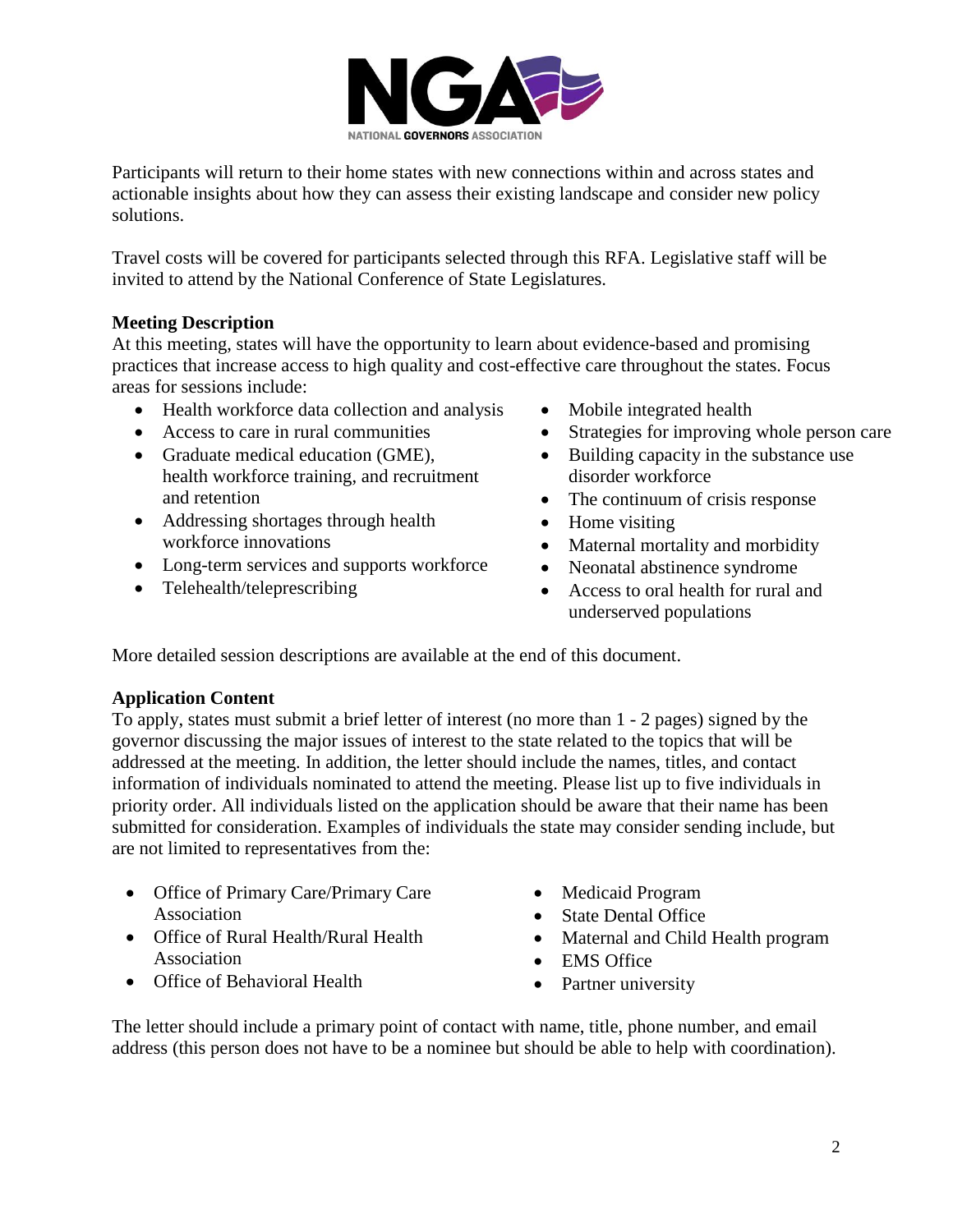Participants will return to their home states with new connections within and across states and actionable insights about how they can assess their existing landscape and consider new policy solutions.

Travel costs will be covered for participants selected through this RFA. Legislative staff will be invited to attend by the National Conference of State Legislatures.

**Meeting Description**

At this meeting, states will have the opportunity to learn about evidence-based and promising practices that increase access to high quality and cost-effective care throughout the states. Focus areas for sessions include:

- Health workforce data collection and analysis
- Access to care in rural communities
- Graduate medical education (GME), health workforce training, and recruitment and retention
- Addressing shortages through health workforce innovations
- Long-term services and supports workforce
- Telehealth/teleprescribing
- Mobile integrated health
- Strategies for improving whole person care
- Building capacity in the substance use disorder workforce
- The continuum of crisis response
- Home visiting
- Maternal mortality and morbidity
- Neonatal abstinence syndrome
- Access to oral health for rural and underserved populations

More detailed session descriptions are available at the end of this document.

**Application Content**

To apply, states must submit a brief letter of interest (no more than 1 - 2 pages) signed by the governor discussing the major issues of interest to the state related to the topics that will be addressed at the meeting. In addition, the letter should include the names, titles, and contact information of individuals nominated to attend the meeting. Please list up to five individuals in priority order. All individuals listed on the application should be aware that their name has been submitted for consideration. Examples of individuals the state may consider sending include, but are not limited to representatives from the:

- Office of Primary Care/Primary Care Association
- Office of Rural Health/Rural Health Association
- Office of Behavioral Health
- Medicaid Program
- State Dental Office
- Maternal and Child Health program
- EMS Office
- Partner university

The letter should include a primary point of contact with name, title, phone number, and email address (this person does not have to be a nominee but should be able to help with coordination).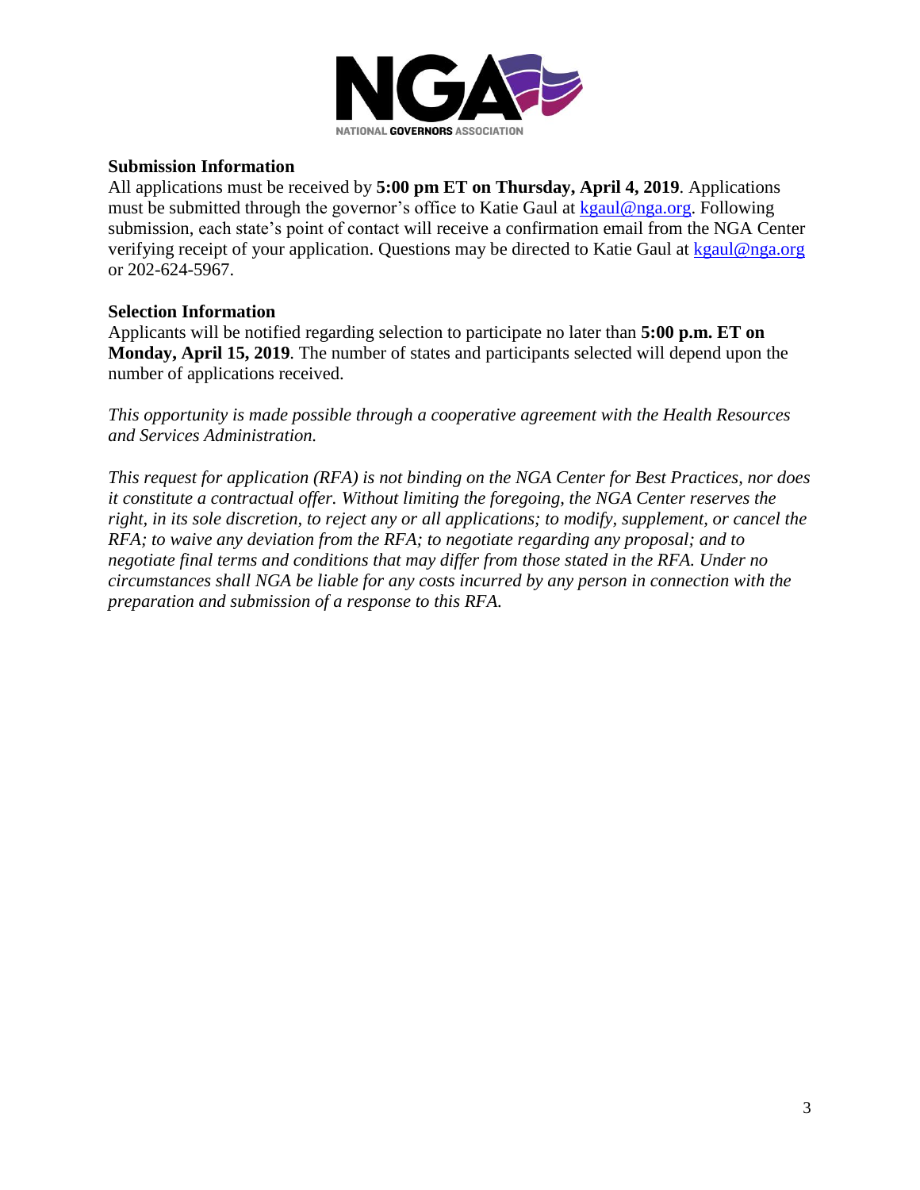**Submission Information**

All applications must be received by **5:00 pm ET on Thursday, April 4, 2019**. Applications must be submitted through the governor's office to Katie Gaul at kgaul@nga.org. Following submission, each state's point of contact will receive a confirmation email from the NGA Center verifying receipt of your application. Questions may be directed to Katie Gaul at kgaul@nga.org or 202-624-5967.

**Selection Information**

Applicants will be notified regarding selection to participate no later than **5:00 p.m. ET on Monday, April 15, 2019**. The number of states and participants selected will depend upon the number of applications received.

*This opportunity is made possible through a cooperative agreement with the Health Resources and Services Administration.*

*This request for application (RFA) is not binding on the NGA Center for Best Practices, nor does it constitute a contractual offer. Without limiting the foregoing, the NGA Center reserves the right, in its sole discretion, to reject any or all applications; to modify, supplement, or cancel the RFA; to waive any deviation from the RFA; to negotiate regarding any proposal; and to negotiate final terms and conditions that may differ from those stated in the RFA. Under no circumstances shall NGA be liable for any costs incurred by any person in connection with the preparation and submission of a response to this RFA.*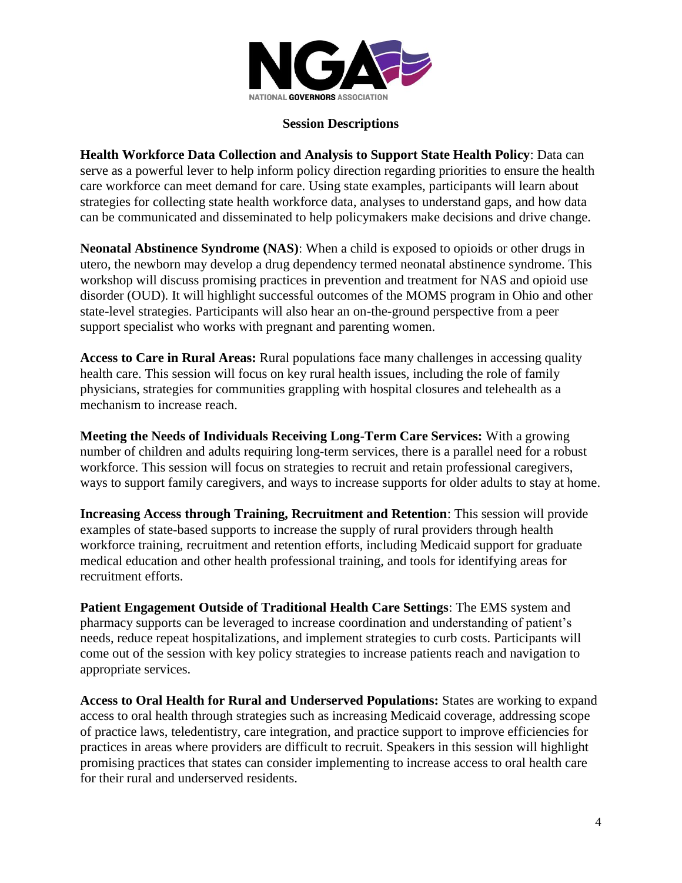## Session Descriptions

**Health Workforce Data Collection and Analysis to Support State Health Policy**: Data can serve as a powerful lever to help inform policy direction regarding priorities to ensure the health care workforce can meet demand for care. Using state examples, participants will learn about strategies for collecting state health workforce data, analyses to understand gaps, and how data can be communicated and disseminated to help policymakers make decisions and drive change.

**Neonatal Abstinence Syndrome (NAS)**: When a child is exposed to opioids or other drugs in utero, the newborn may develop a drug dependency termed neonatal abstinence syndrome. This workshop will discuss promising practices in prevention and treatment for NAS and opioid use disorder (OUD). It will highlight successful outcomes of the MOMS program in Ohio and other state-level strategies. Participants will also hear an on-the-ground perspective from a peer support specialist who works with pregnant and parenting women.

**Access to Care in Rural Areas:** Rural populations face many challenges in accessing quality health care. This session will focus on key rural health issues, including the role of family physicians, strategies for communities grappling with hospital closures and telehealth as a mechanism to increase reach.

**Meeting the Needs of Individuals Receiving Long-Term Care Services:** With a growing number of children and adults requiring long-term services, there is a parallel need for a robust workforce. This session will focus on strategies to recruit and retain professional caregivers, ways to support family caregivers, and ways to increase supports for older adults to stay at home.

**Increasing Access through Training, Recruitment and Retention**: This session will provide examples of state-based supports to increase the supply of rural providers through health workforce training, recruitment and retention efforts, including Medicaid support for graduate medical education and other health professional training, and tools for identifying areas for recruitment efforts.

**Patient Engagement Outside of Traditional Health Care Settings**: The EMS system and pharmacy supports can be leveraged to increase coordination and understanding of patient's needs, reduce repeat hospitalizations, and implement strategies to curb costs. Participants will come out of the session with key policy strategies to increase patients reach and navigation to appropriate services.

**Access to Oral Health for Rural and Underserved Populations:** States are working to expand access to oral health through strategies such as increasing Medicaid coverage, addressing scope of practice laws, teledentistry, care integration, and practice support to improve efficiencies for practices in areas where providers are difficult to recruit. Speakers in this session will highlight promising practices that states can consider implementing to increase access to oral health care for their rural and underserved residents.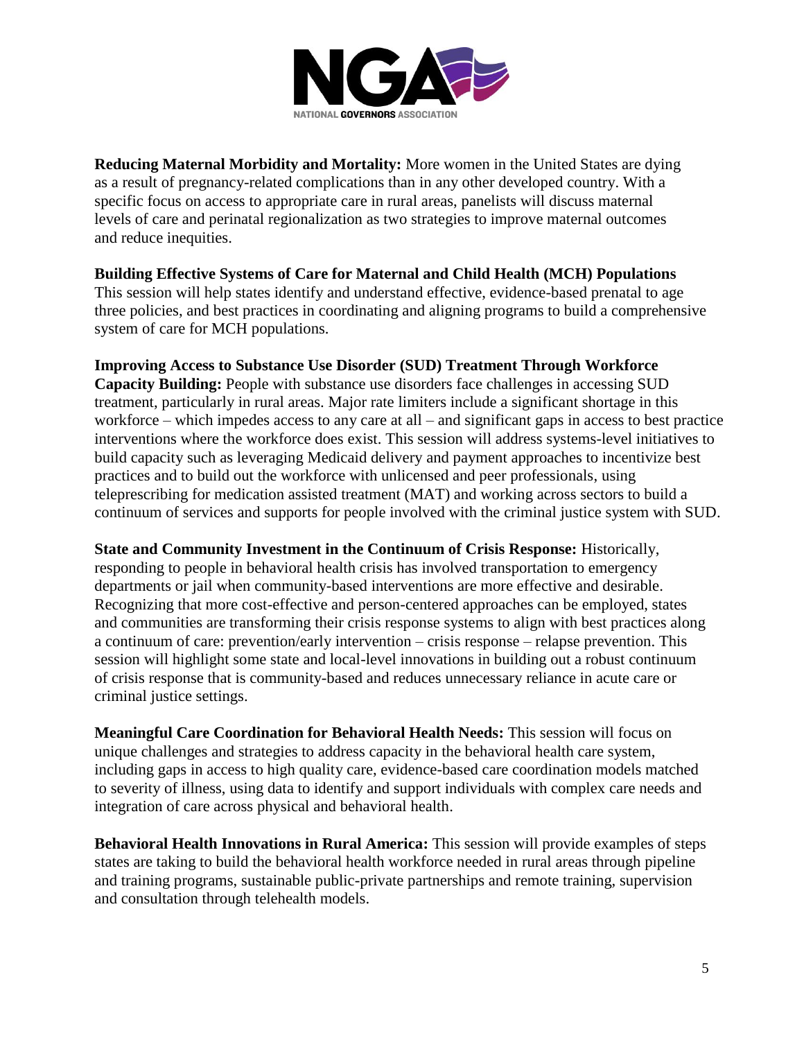**Reducing Maternal Morbidity and Mortality:** More women in the United States are dying as a result of pregnancy-related complications than in any other developed country. With a specific focus on access to appropriate care in rural areas, panelists will discuss maternal levels of care and perinatal regionalization as two strategies to improve maternal outcomes and reduce inequities.

**Building Effective Systems of Care for Maternal and Child Health (MCH) Populations**
This session will help states identify and understand effective, evidence-based prenatal to age three policies, and best practices in coordinating and aligning programs to build a comprehensive system of care for MCH populations.

**Improving Access to Substance Use Disorder (SUD) Treatment Through Workforce Capacity Building:** People with substance use disorders face challenges in accessing SUD treatment, particularly in rural areas. Major rate limiters include a significant shortage in this workforce – which impedes access to any care at all – and significant gaps in access to best practice interventions where the workforce does exist. This session will address systems-level initiatives to build capacity such as leveraging Medicaid delivery and payment approaches to incentivize best practices and to build out the workforce with unlicensed and peer professionals, using teleprescribing for medication assisted treatment (MAT) and working across sectors to build a continuum of services and supports for people involved with the criminal justice system with SUD.

**State and Community Investment in the Continuum of Crisis Response:** Historically, responding to people in behavioral health crisis has involved transportation to emergency departments or jail when community-based interventions are more effective and desirable. Recognizing that more cost-effective and person-centered approaches can be employed, states and communities are transforming their crisis response systems to align with best practices along a continuum of care: prevention/early intervention – crisis response – relapse prevention. This session will highlight some state and local-level innovations in building out a robust continuum of crisis response that is community-based and reduces unnecessary reliance in acute care or criminal justice settings.

**Meaningful Care Coordination for Behavioral Health Needs:** This session will focus on unique challenges and strategies to address capacity in the behavioral health care system, including gaps in access to high quality care, evidence-based care coordination models matched to severity of illness, using data to identify and support individuals with complex care needs and integration of care across physical and behavioral health.

**Behavioral Health Innovations in Rural America:** This session will provide examples of steps states are taking to build the behavioral health workforce needed in rural areas through pipeline and training programs, sustainable public-private partnerships and remote training, supervision and consultation through telehealth models.